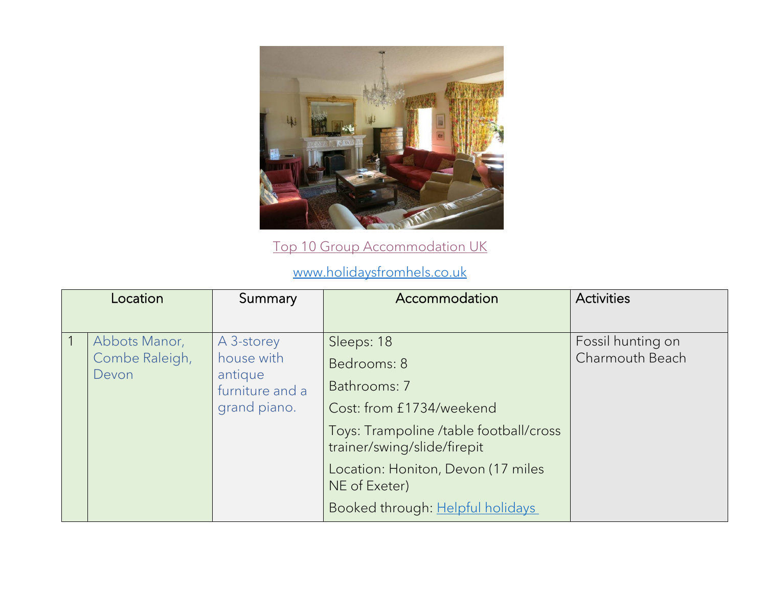Top 10 Group Accommodation UK

www.holidaysfromhels.co.uk

| | Location | Summary | Accommodation | Activities |
|---|---|---|---|---|
| 1 | Abbots Manor, Combe Raleigh, Devon | A 3-storey house with antique furniture and a grand piano. | Sleeps: 18<br>Bedrooms: 8<br>Bathrooms: 7<br>Cost: from £1734/weekend<br>Toys: Trampoline /table football/cross trainer/swing/slide/firepit<br>Location: Honiton, Devon (17 miles NE of Exeter)<br>Booked through: Helpful holidays | Fossil hunting on Charmouth Beach |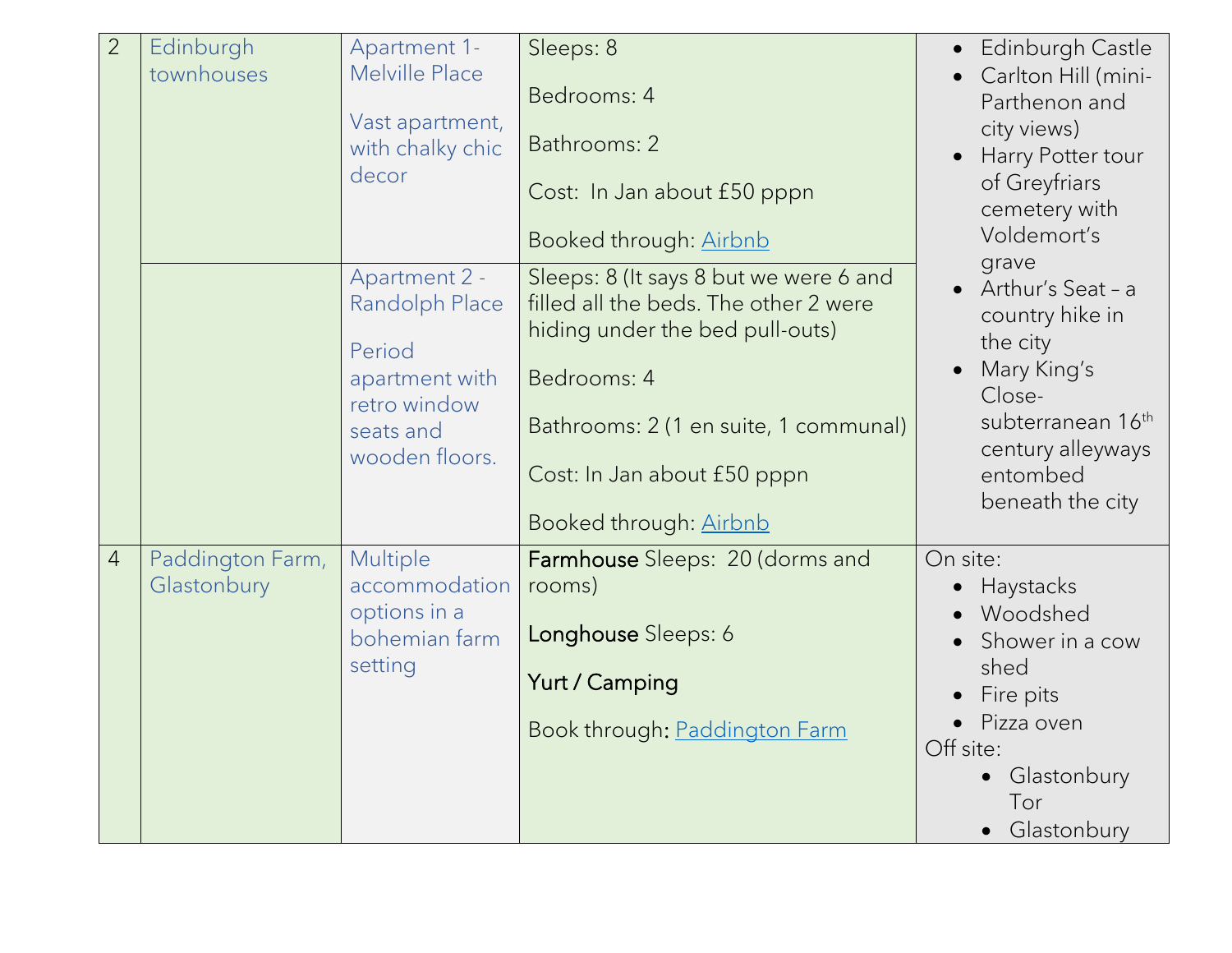| | | | | |
|---|---|---|---|---|
| 2 | Edinburgh townhouses | Apartment 1- Melville Place<br><br>Vast apartment, with chalky chic decor | Sleeps: 8<br><br>Bedrooms: 4<br><br>Bathrooms: 2<br><br>Cost: In Jan about £50 pppn<br><br>Booked through: [Airbnb](#) | • Edinburgh Castle<br>• Carlton Hill (mini-Parthenon and city views)<br>• Harry Potter tour of Greyfriars cemetery with Voldemort's grave<br>• Arthur's Seat – a country hike in the city<br>• Mary King's Close- subterranean 16th century alleyways entombed beneath the city |
| | | Apartment 2 - Randolph Place<br><br>Period apartment with retro window seats and wooden floors. | Sleeps: 8 (It says 8 but we were 6 and filled all the beds. The other 2 were hiding under the bed pull-outs)<br><br>Bedrooms: 4<br><br>Bathrooms: 2 (1 en suite, 1 communal)<br><br>Cost: In Jan about £50 pppn<br><br>Booked through: [Airbnb](#) | |
| 4 | Paddington Farm, Glastonbury | Multiple accommodation options in a bohemian farm setting | Farmhouse Sleeps: 20 (dorms and rooms)<br><br>Longhouse Sleeps: 6<br><br>Yurt / Camping<br><br>Book through: [Paddington Farm](#) | On site:<br>• Haystacks<br>• Woodshed<br>• Shower in a cow shed<br>• Fire pits<br>• Pizza oven<br>Off site:<br>• Glastonbury Tor<br>• Glastonbury |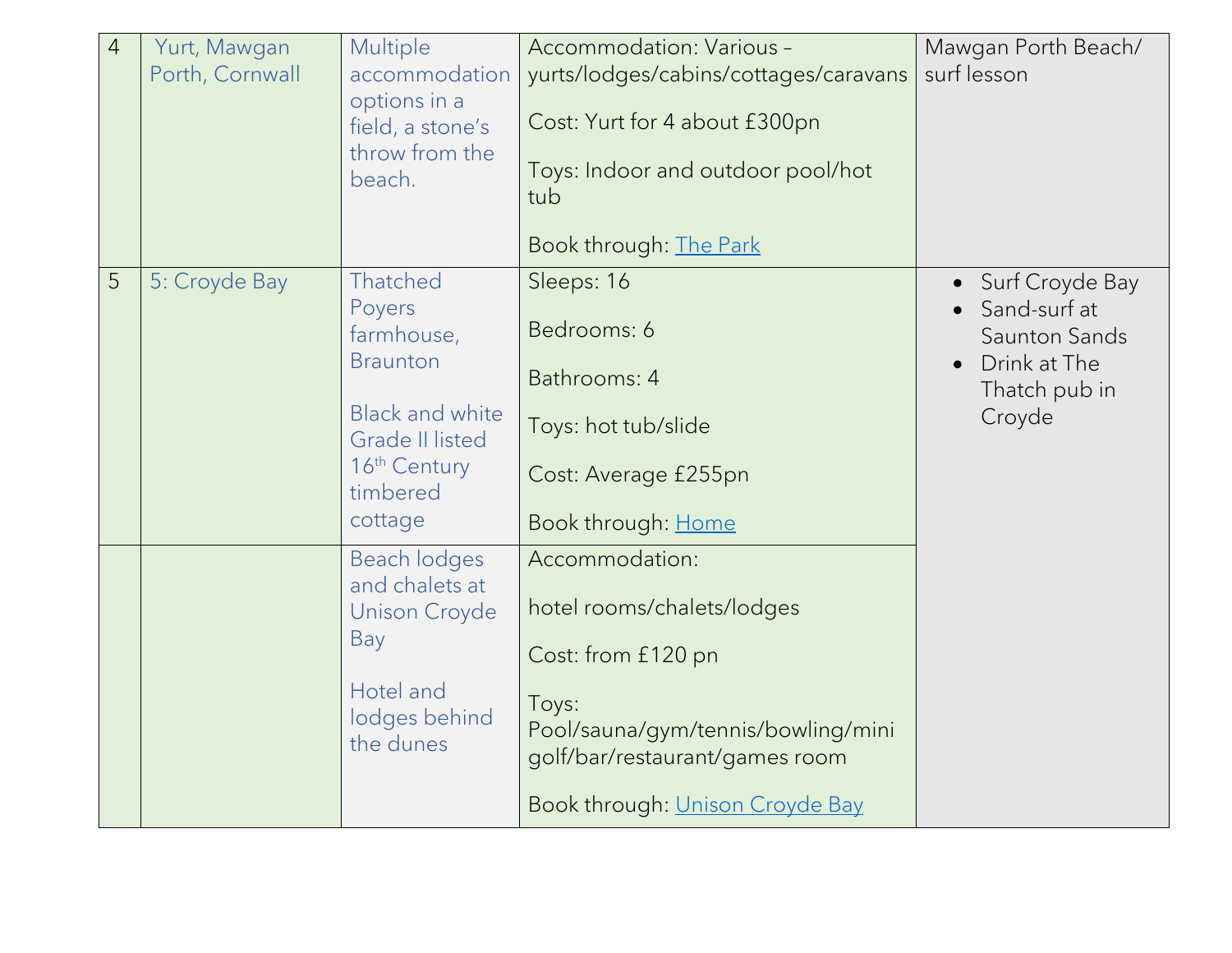| | | | | |
|---|---|---|---|---|
| 4 | Yurt, Mawgan Porth, Cornwall | Multiple accommodation options in a field, a stone's throw from the beach. | Accommodation: Various – yurts/lodges/cabins/cottages/caravans<br><br>Cost: Yurt for 4 about £300pn<br><br>Toys: Indoor and outdoor pool/hot tub<br><br>Book through: [The Park](The Park) | Mawgan Porth Beach/ surf lesson |
| 5 | 5: Croyde Bay | Thatched Poyers farmhouse, Braunton<br><br>Black and white Grade II listed 16th Century timbered cottage | Sleeps: 16<br><br>Bedrooms: 6<br><br>Bathrooms: 4<br><br>Toys: hot tub/slide<br><br>Cost: Average £255pn<br><br>Book through: [Home](Home) | • Surf Croyde Bay<br>• Sand-surf at Saunton Sands<br>• Drink at The Thatch pub in Croyde |
| | | Beach lodges and chalets at Unison Croyde Bay<br><br>Hotel and lodges behind the dunes | Accommodation:<br><br>hotel rooms/chalets/lodges<br><br>Cost: from £120 pn<br><br>Toys: Pool/sauna/gym/tennis/bowling/mini golf/bar/restaurant/games room<br><br>Book through: [Unison Croyde Bay](Unison Croyde Bay) | |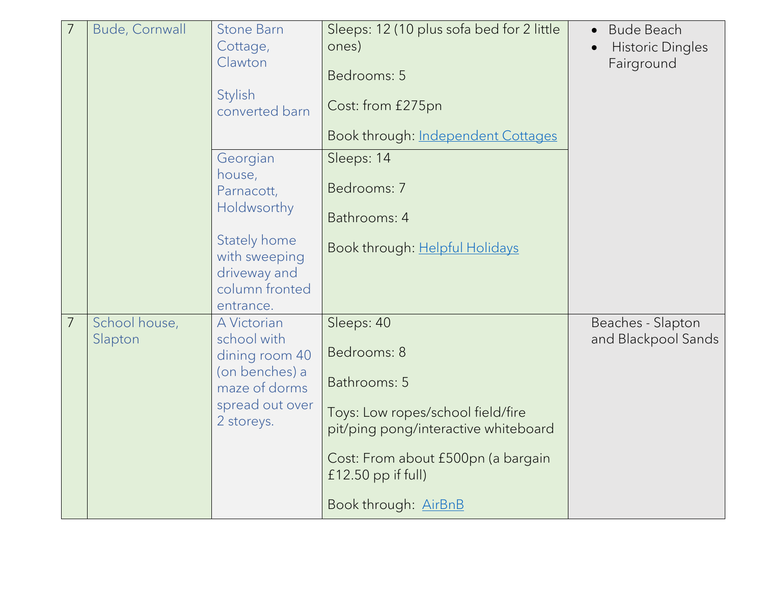| | | | | |
|---|---|---|---|---|
| 7 | Bude, Cornwall | Stone Barn Cottage, Clawton<br><br>Stylish converted barn | Sleeps: 12 (10 plus sofa bed for 2 little ones)<br><br>Bedrooms: 5<br><br>Cost: from £275pn<br><br>Book through: [Independent Cottages]() | • Bude Beach<br>• Historic Dingles Fairground |
| | | Georgian house, Parnacott, Holdwsorthy<br><br>Stately home with sweeping driveway and column fronted entrance. | Sleeps: 14<br><br>Bedrooms: 7<br><br>Bathrooms: 4<br><br>Book through: [Helpful Holidays]() | |
| 7 | School house, Slapton | A Victorian school with dining room 40 (on benches) a maze of dorms spread out over 2 storeys. | Sleeps: 40<br><br>Bedrooms: 8<br><br>Bathrooms: 5<br><br>Toys: Low ropes/school field/fire pit/ping pong/interactive whiteboard<br><br>Cost: From about £500pn (a bargain £12.50 pp if full)<br><br>Book through: [AirBnB]() | Beaches - Slapton and Blackpool Sands |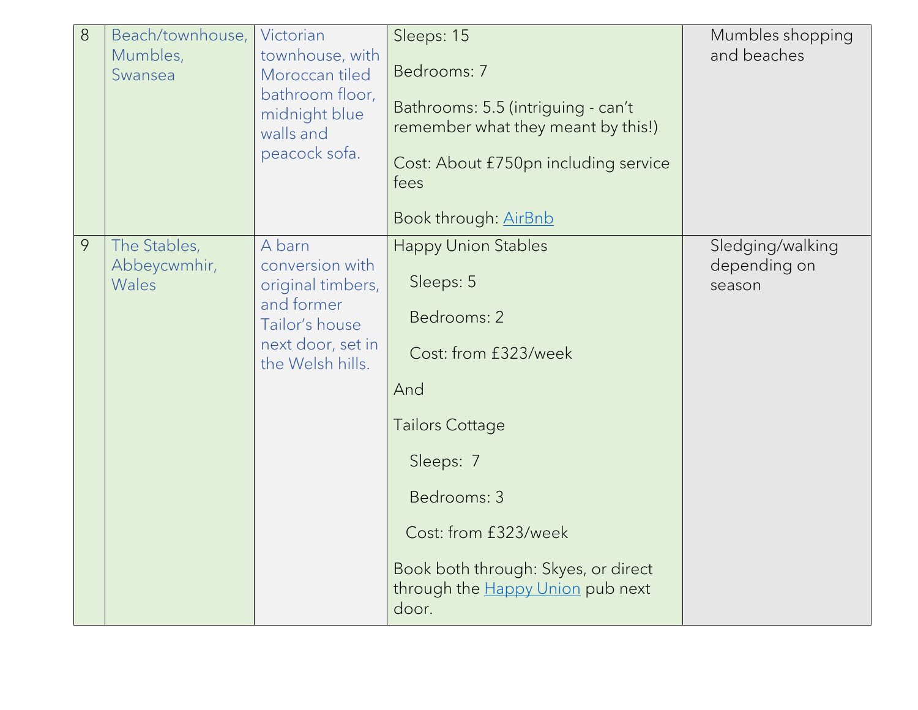| 8 | Beach/townhouse, Mumbles, Swansea | Victorian townhouse, with Moroccan tiled bathroom floor, midnight blue walls and peacock sofa. | Sleeps: 15<br><br>Bedrooms: 7<br><br>Bathrooms: 5.5 (intriguing - can't remember what they meant by this!)<br><br>Cost: About £750pn including service fees<br><br>Book through: [AirBnb]() | Mumbles shopping and beaches |
|---|---|---|---|---|
| 9 | The Stables, Abbeycwmhir, Wales | A barn conversion with original timbers, and former Tailor's house next door, set in the Welsh hills. | Happy Union Stables<br><br>Sleeps: 5<br><br>Bedrooms: 2<br><br>Cost: from £323/week<br><br>And<br><br>Tailors Cottage<br><br>Sleeps: 7<br><br>Bedrooms: 3<br><br>Cost: from £323/week<br><br>Book both through: Skyes, or direct through the [Happy Union]() pub next door. | Sledging/walking depending on season |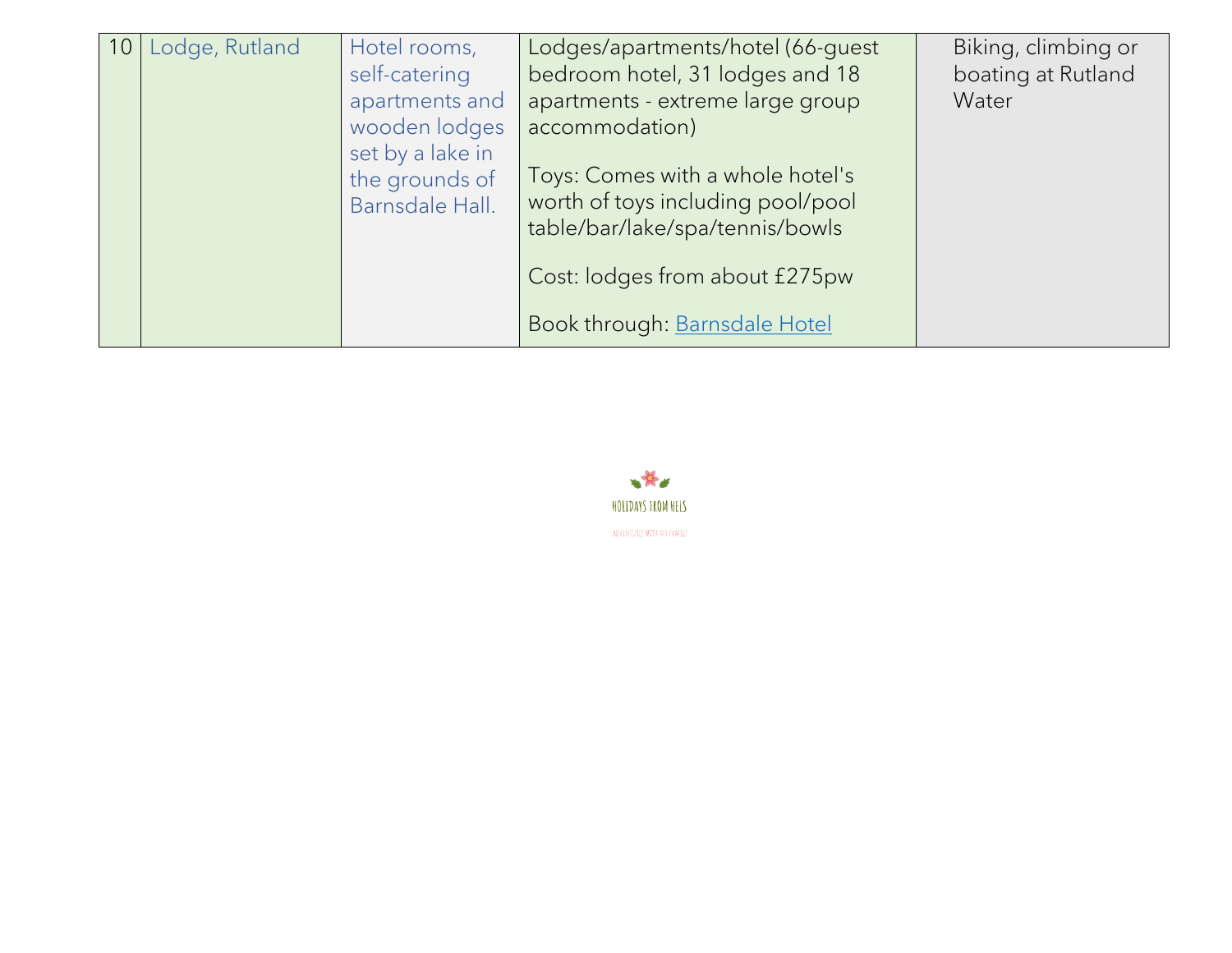| | | | | |
|---|---|---|---|---|
| 10 | Lodge, Rutland | Hotel rooms, self-catering apartments and wooden lodges set by a lake in the grounds of Barnsdale Hall. | Lodges/apartments/hotel (66-guest bedroom hotel, 31 lodges and 18 apartments - extreme large group accommodation)<br><br>Toys: Comes with a whole hotel's worth of toys including pool/pool table/bar/lake/spa/tennis/bowls<br><br>Cost: lodges from about £275pw<br><br>Book through: [Barnsdale Hotel]() | Biking, climbing or boating at Rutland Water |

HOLIDAYS FROM HELS

ADVENTURES WITH MY FAMILY